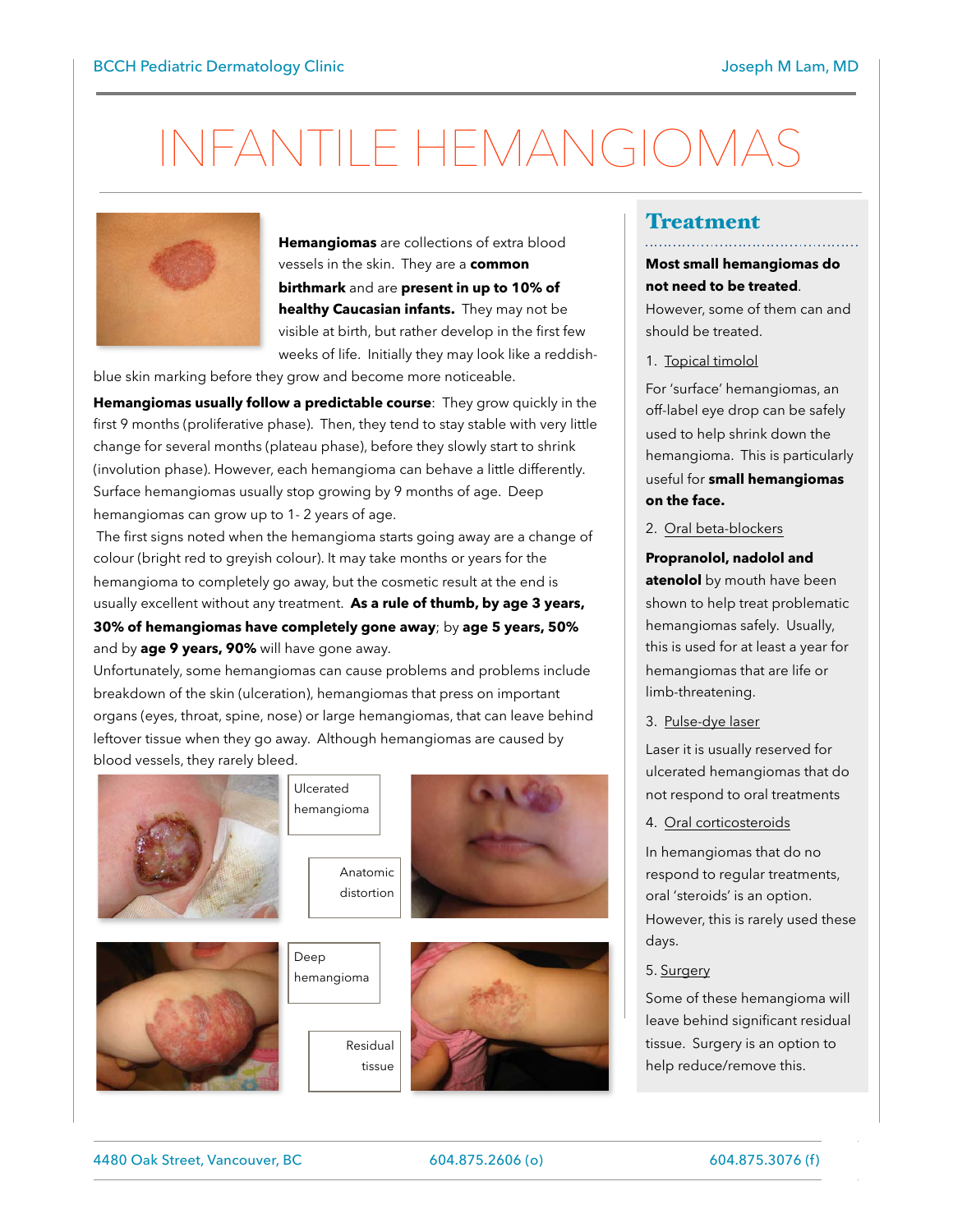# INFANTILE HEMANGIOMAS

**Hemangiomas** are collections of extra blood vessels in the skin. They are a **common birthmark** and are **present in up to 10% of healthy Caucasian infants.** They may not be visible at birth, but rather develop in the first few weeks of life. Initially they may look like a reddish-blue skin marking before they grow and become more noticeable.

**Hemangiomas usually follow a predictable course**: They grow quickly in the first 9 months (proliferative phase). Then, they tend to stay stable with very little change for several months (plateau phase), before they slowly start to shrink (involution phase). However, each hemangioma can behave a little differently. Surface hemangiomas usually stop growing by 9 months of age. Deep hemangiomas can grow up to 1- 2 years of age.

The first signs noted when the hemangioma starts going away are a change of colour (bright red to greyish colour). It may take months or years for the hemangioma to completely go away, but the cosmetic result at the end is usually excellent without any treatment. **As a rule of thumb, by age 3 years, 30% of hemangiomas have completely gone away**; by **age 5 years, 50%** and by **age 9 years, 90%** will have gone away.

Unfortunately, some hemangiomas can cause problems and problems include breakdown of the skin (ulceration), hemangiomas that press on important organs (eyes, throat, spine, nose) or large hemangiomas, that can leave behind leftover tissue when they go away. Although hemangiomas are caused by blood vessels, they rarely bleed.

Ulcerated hemangioma

Anatomic distortion

Deep hemangioma

Residual tissue

## Treatment

**Most small hemangiomas do not need to be treated**. However, some of them can and should be treated.

1. Topical timolol

For 'surface' hemangiomas, an off-label eye drop can be safely used to help shrink down the hemangioma. This is particularly useful for **small hemangiomas on the face.**

2. Oral beta-blockers

**Propranolol, nadolol and atenolol** by mouth have been shown to help treat problematic hemangiomas safely. Usually, this is used for at least a year for hemangiomas that are life or limb-threatening.

3. Pulse-dye laser

Laser it is usually reserved for ulcerated hemangiomas that do not respond to oral treatments

4. Oral corticosteroids

In hemangiomas that do no respond to regular treatments, oral 'steroids' is an option. However, this is rarely used these days.

5. Surgery

Some of these hemangioma will leave behind significant residual tissue. Surgery is an option to help reduce/remove this.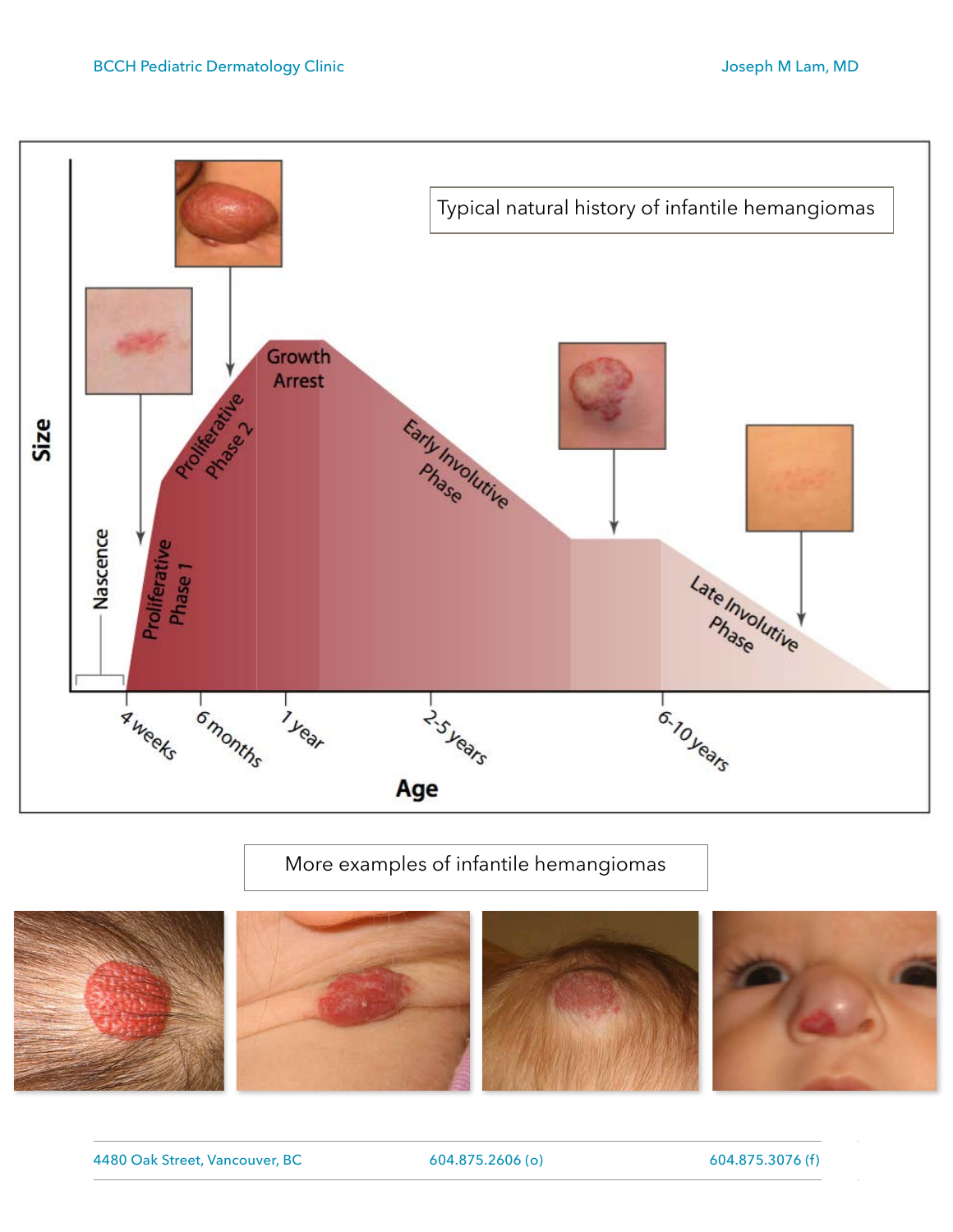Typical natural history of infantile hemangiomas

Size

Nascence

Proliferative Phase 1

Proliferative Phase 2

Growth Arrest

Early Involutive Phase

Late Involutive Phase

4 weeks

6 months

1 year

2-5 years

6-10 years

Age

More examples of infantile hemangiomas